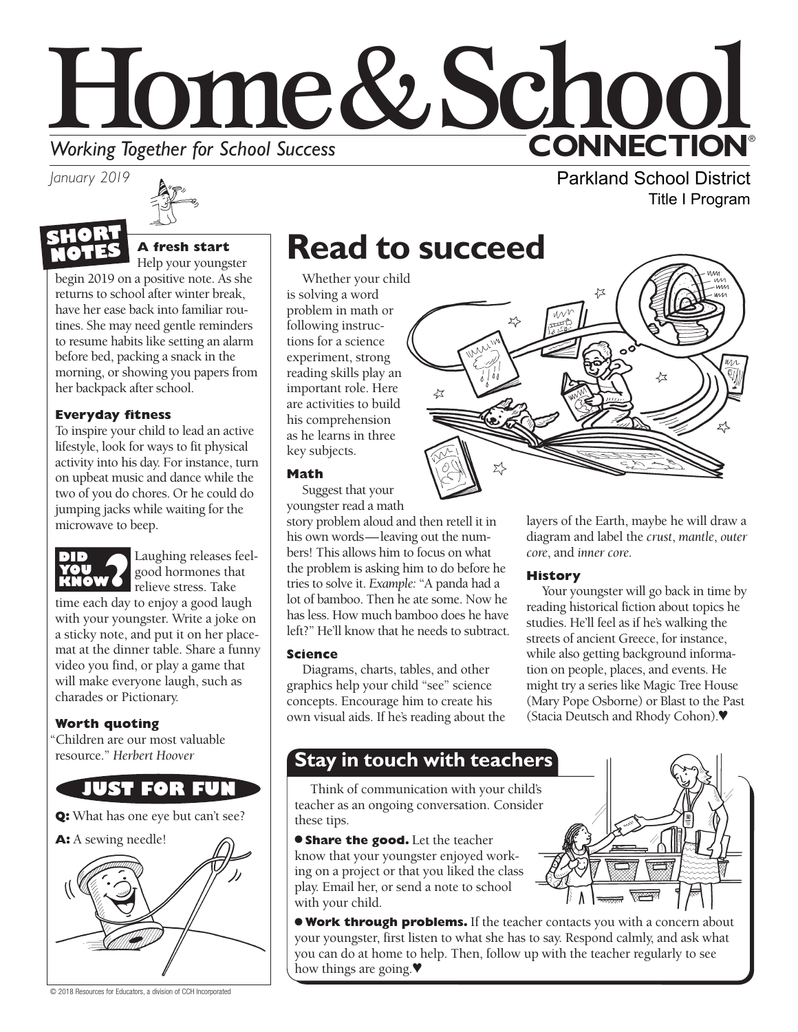# Home & School CONNECTION®

*Working Together for School Success*

*January 2019*

Parkland School District
Title I Program

## SHORT NOTES

**A fresh start**
Help your youngster begin 2019 on a positive note. As she returns to school after winter break, have her ease back into familiar routines. She may need gentle reminders to resume habits like setting an alarm before bed, packing a snack in the morning, or showing you papers from her backpack after school.

**Everyday fitness**
To inspire your child to lead an active lifestyle, look for ways to fit physical activity into his day. For instance, turn on upbeat music and dance while the two of you do chores. Or he could do jumping jacks while waiting for the microwave to beep.

**DID YOU KNOW?** Laughing releases feel-good hormones that relieve stress. Take time each day to enjoy a good laugh with your youngster. Write a joke on a sticky note, and put it on her placemat at the dinner table. Share a funny video you find, or play a game that will make everyone laugh, such as charades or Pictionary.

**Worth quoting**
"Children are our most valuable resource." *Herbert Hoover*

**JUST FOR FUN**

**Q:** What has one eye but can't see?

**A:** A sewing needle!

# Read to succeed

Whether your child is solving a word problem in math or following instructions for a science experiment, strong reading skills play an important role. Here are activities to build his comprehension as he learns in three key subjects.

### Math

Suggest that your youngster read a math story problem aloud and then retell it in his own words—leaving out the numbers! This allows him to focus on what the problem is asking him to do before he tries to solve it. *Example:* "A panda had a lot of bamboo. Then he ate some. Now he has less. How much bamboo does he have left?" He'll know that he needs to subtract.

### Science

Diagrams, charts, tables, and other graphics help your child "see" science concepts. Encourage him to create his own visual aids. If he's reading about the layers of the Earth, maybe he will draw a diagram and label the *crust*, *mantle*, *outer core*, and *inner core*.

### History

Your youngster will go back in time by reading historical fiction about topics he studies. He'll feel as if he's walking the streets of ancient Greece, for instance, while also getting background information on people, places, and events. He might try a series like Magic Tree House (Mary Pope Osborne) or Blast to the Past (Stacia Deutsch and Rhody Cohon).♥

## Stay in touch with teachers

Think of communication with your child's teacher as an ongoing conversation. Consider these tips.

- **Share the good.** Let the teacher know that your youngster enjoyed working on a project or that you liked the class play. Email her, or send a note to school with your child.
- **Work through problems.** If the teacher contacts you with a concern about your youngster, first listen to what she has to say. Respond calmly, and ask what you can do at home to help. Then, follow up with the teacher regularly to see how things are going.♥

© 2018 Resources for Educators, a division of CCH Incorporated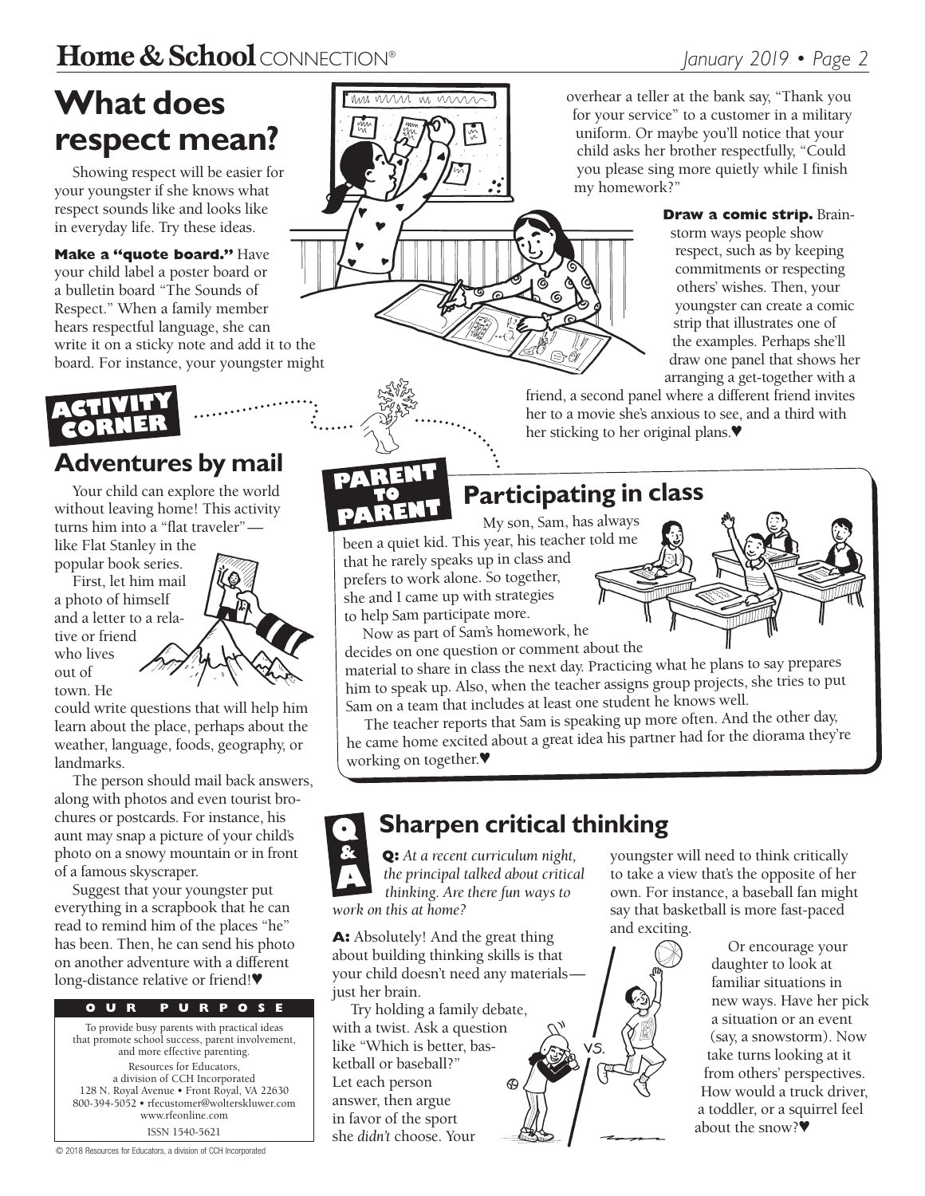## What does respect mean?

Showing respect will be easier for your youngster if she knows what respect sounds like and looks like in everyday life. Try these ideas.

**Make a "quote board."** Have your child label a poster board or a bulletin board "The Sounds of Respect." When a family member hears respectful language, she can write it on a sticky note and add it to the board. For instance, your youngster might overhear a teller at the bank say, "Thank you for your service" to a customer in a military uniform. Or maybe you'll notice that your child asks her brother respectfully, "Could you please sing more quietly while I finish my homework?"

**Draw a comic strip.** Brainstorm ways people show respect, such as by keeping commitments or respecting others' wishes. Then, your youngster can create a comic strip that illustrates one of the examples. Perhaps she'll draw one panel that shows her arranging a get-together with a friend, a second panel where a different friend invites her to a movie she's anxious to see, and a third with her sticking to her original plans.♥

**ACTIVITY CORNER**

## Adventures by mail

Your child can explore the world without leaving home! This activity turns him into a "flat traveler"—like Flat Stanley in the popular book series.

First, let him mail a photo of himself and a letter to a relative or friend who lives out of town. He could write questions that will help him learn about the place, perhaps about the weather, language, foods, geography, or landmarks.

The person should mail back answers, along with photos and even tourist brochures or postcards. For instance, his aunt may snap a picture of your child's photo on a snowy mountain or in front of a famous skyscraper.

Suggest that your youngster put everything in a scrapbook that he can read to remind him of the places "he" has been. Then, he can send his photo on another adventure with a different long-distance relative or friend!♥

**OUR PURPOSE**

To provide busy parents with practical ideas that promote school success, parent involvement, and more effective parenting.

Resources for Educators, a division of CCH Incorporated
128 N. Royal Avenue • Front Royal, VA 22630
800-394-5052 • rfecustomer@wolterskluwer.com
www.rfeonline.com

ISSN 1540-5621

© 2018 Resources for Educators, a division of CCH Incorporated

**PARENT TO PARENT**

## Participating in class

My son, Sam, has always been a quiet kid. This year, his teacher told me that he rarely speaks up in class and prefers to work alone. So together, she and I came up with strategies to help Sam participate more.

Now as part of Sam's homework, he decides on one question or comment about the material to share in class the next day. Practicing what he plans to say prepares him to speak up. Also, when the teacher assigns group projects, she tries to put Sam on a team that includes at least one student he knows well.

The teacher reports that Sam is speaking up more often. And the other day, he came home excited about a great idea his partner had for the diorama they're working on together.♥

**Q & A**

## Sharpen critical thinking

**Q:** *At a recent curriculum night, the principal talked about critical thinking. Are there fun ways to work on this at home?*

**A:** Absolutely! And the great thing about building thinking skills is that your child doesn't need any materials—just her brain.

Try holding a family debate, with a twist. Ask a question like "Which is better, basketball or baseball?" Let each person answer, then argue in favor of the sport she *didn't* choose. Your youngster will need to think critically to take a view that's the opposite of her own. For instance, a baseball fan might say that basketball is more fast-paced and exciting.

Or encourage your daughter to look at familiar situations in new ways. Have her pick a situation or an event (say, a snowstorm). Now take turns looking at it from others' perspectives. How would a truck driver, a toddler, or a squirrel feel about the snow?♥